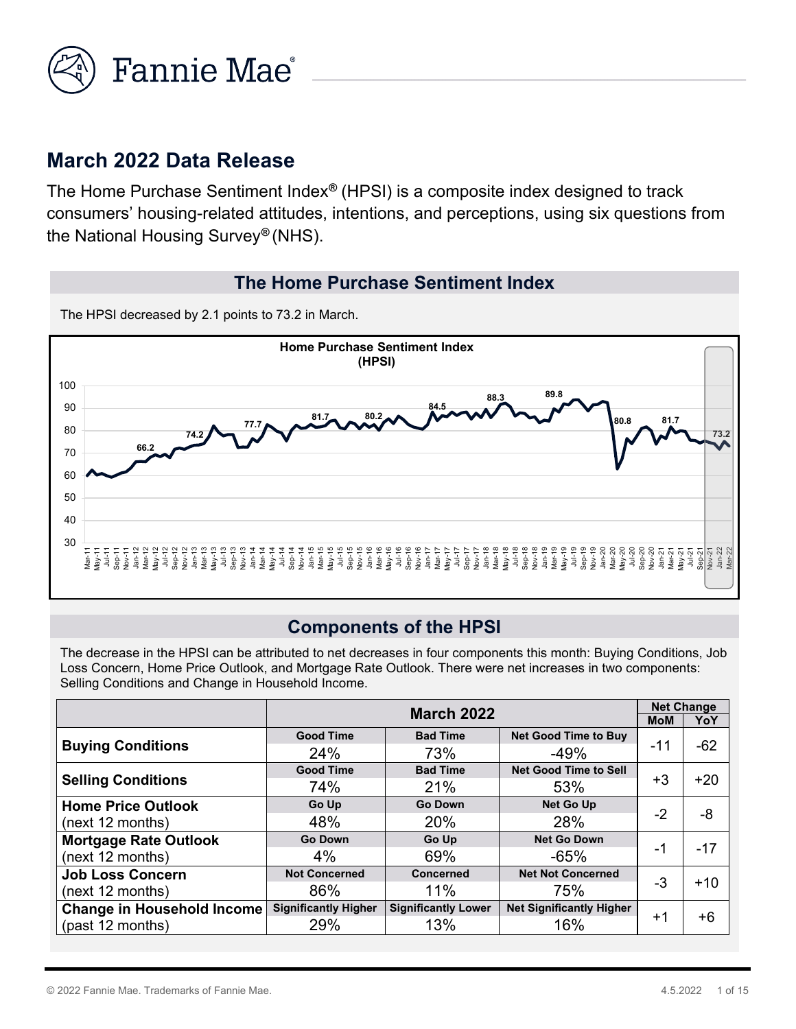# March 2022 Data Release

The Home Purchase Sentiment Index® (HPSI) is a composite index designed to track consumers' housing-related attitudes, intentions, and perceptions, using six questions from the National Housing Survey® (NHS).

## The Home Purchase Sentiment Index

The HPSI decreased by 2.1 points to 73.2 in March.

## Components of the HPSI

The decrease in the HPSI can be attributed to net decreases in four components this month: Buying Conditions, Job Loss Concern, Home Price Outlook, and Mortgage Rate Outlook. There were net increases in two components: Selling Conditions and Change in Household Income.

| | March 2022 | | | Net Change | |
|---|---|---|---|---|---|
| | | | | MoM | YoY |
| **Buying Conditions** | Good Time: 24% | Bad Time: 73% | Net Good Time to Buy: -49% | -11 | -62 |
| **Selling Conditions** | Good Time: 74% | Bad Time: 21% | Net Good Time to Sell: 53% | +3 | +20 |
| **Home Price Outlook** (next 12 months) | Go Up: 48% | Go Down: 20% | Net Go Up: 28% | -2 | -8 |
| **Mortgage Rate Outlook** (next 12 months) | Go Down: 4% | Go Up: 69% | Net Go Down: -65% | -1 | -17 |
| **Job Loss Concern** (next 12 months) | Not Concerned: 86% | Concerned: 11% | Net Not Concerned: 75% | -3 | +10 |
| **Change in Household Income** (past 12 months) | Significantly Higher: 29% | Significantly Lower: 13% | Net Significantly Higher: 16% | +1 | +6 |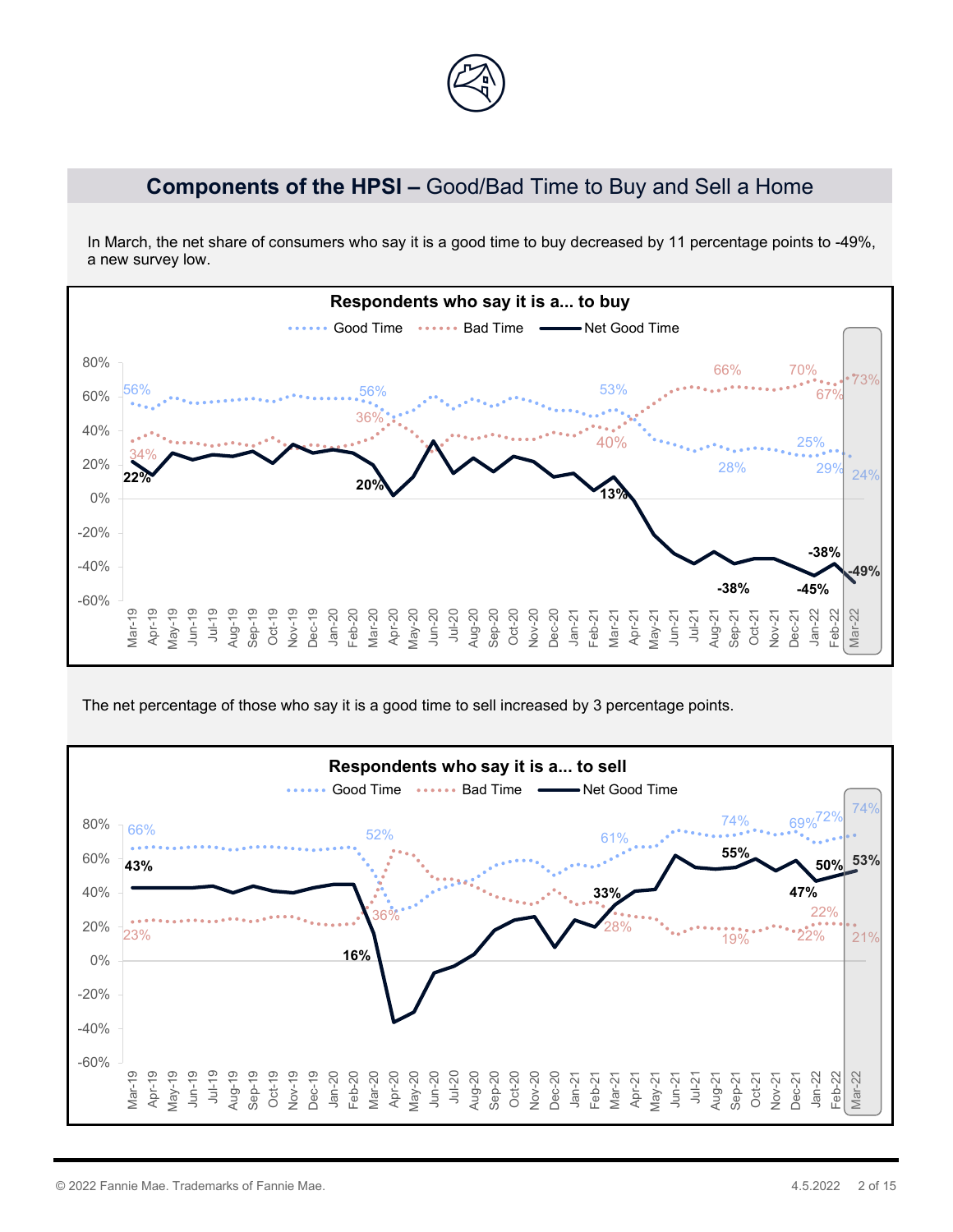## **Components of the HPSI –** Good/Bad Time to Buy and Sell a Home

In March, the net share of consumers who say it is a good time to buy decreased by 11 percentage points to -49%, a new survey low.

**Respondents who say it is a... to buy**

Good Time | Bad Time | Net Good Time

The net percentage of those who say it is a good time to sell increased by 3 percentage points.

**Respondents who say it is a... to sell**

Good Time | Bad Time | Net Good Time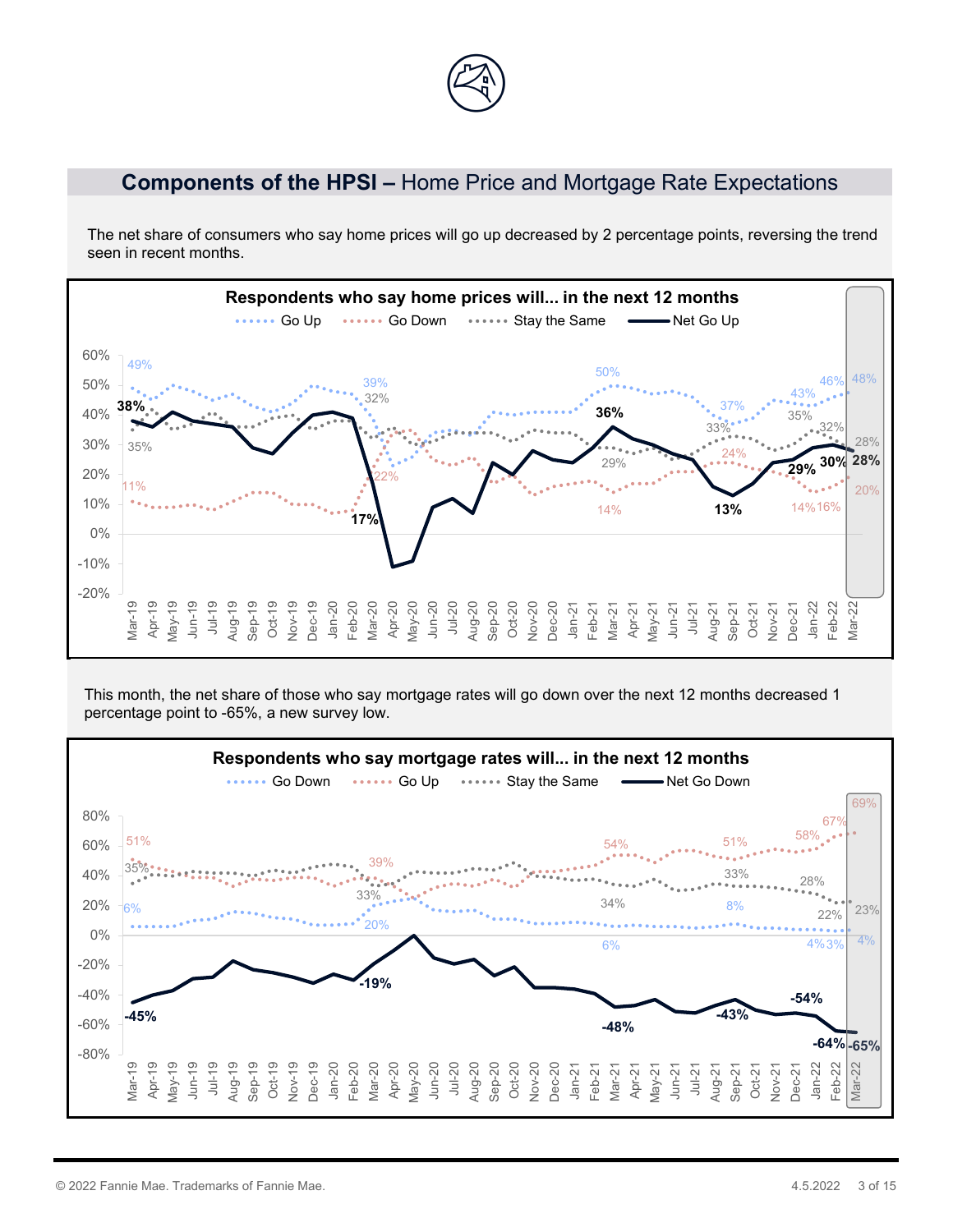## **Components of the HPSI –** Home Price and Mortgage Rate Expectations

The net share of consumers who say home prices will go up decreased by 2 percentage points, reversing the trend seen in recent months.

**Respondents who say home prices will... in the next 12 months**

Go Up · Go Down · Stay the Same · Net Go Up

This month, the net share of those who say mortgage rates will go down over the next 12 months decreased 1 percentage point to -65%, a new survey low.

**Respondents who say mortgage rates will... in the next 12 months**

Go Down · Go Up · Stay the Same · Net Go Down

© 2022 Fannie Mae. Trademarks of Fannie Mae. 4.5.2022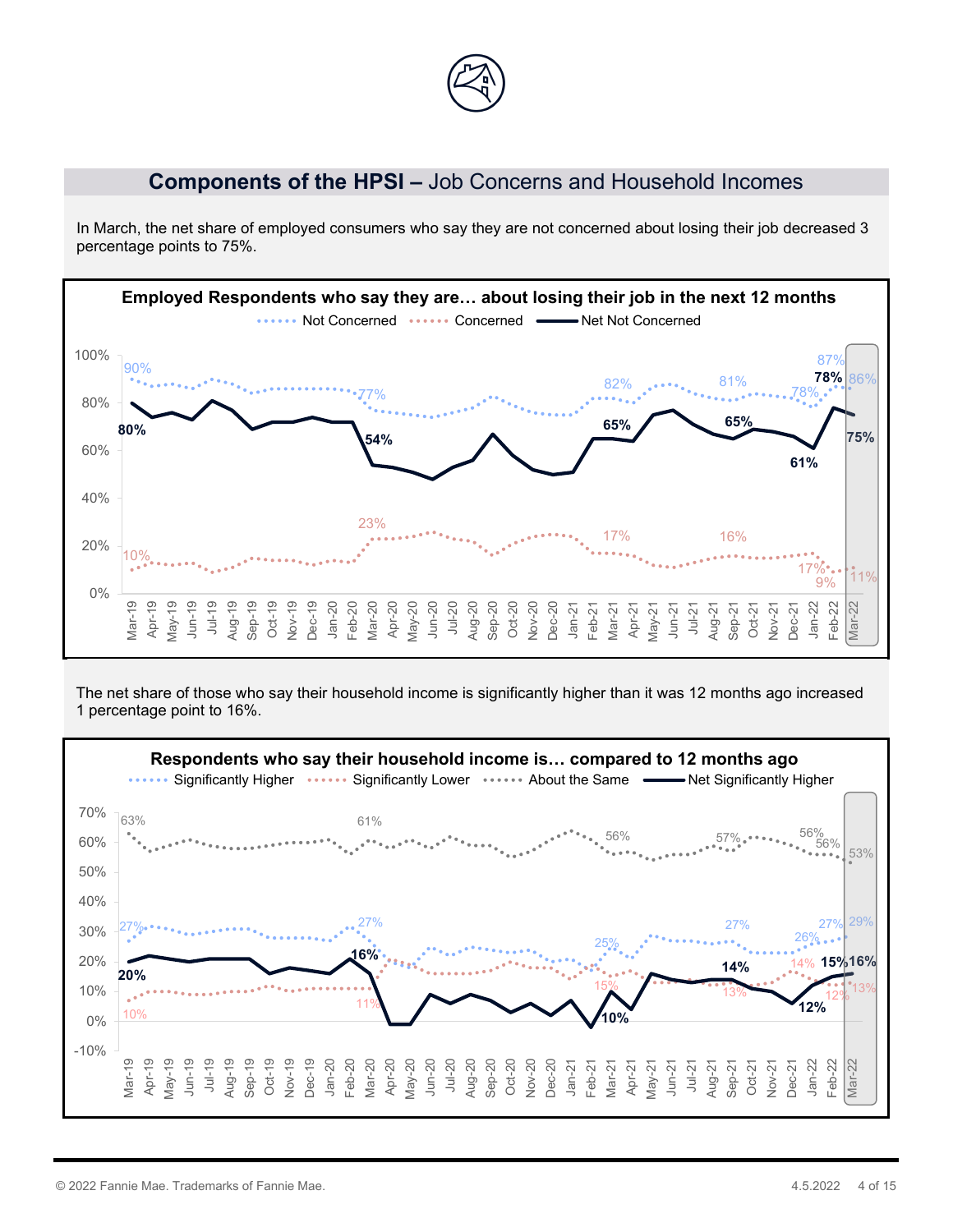## **Components of the HPSI –** Job Concerns and Household Incomes

In March, the net share of employed consumers who say they are not concerned about losing their job decreased 3 percentage points to 75%.

**Employed Respondents who say they are… about losing their job in the next 12 months**

The net share of those who say their household income is significantly higher than it was 12 months ago increased 1 percentage point to 16%.

**Respondents who say their household income is… compared to 12 months ago**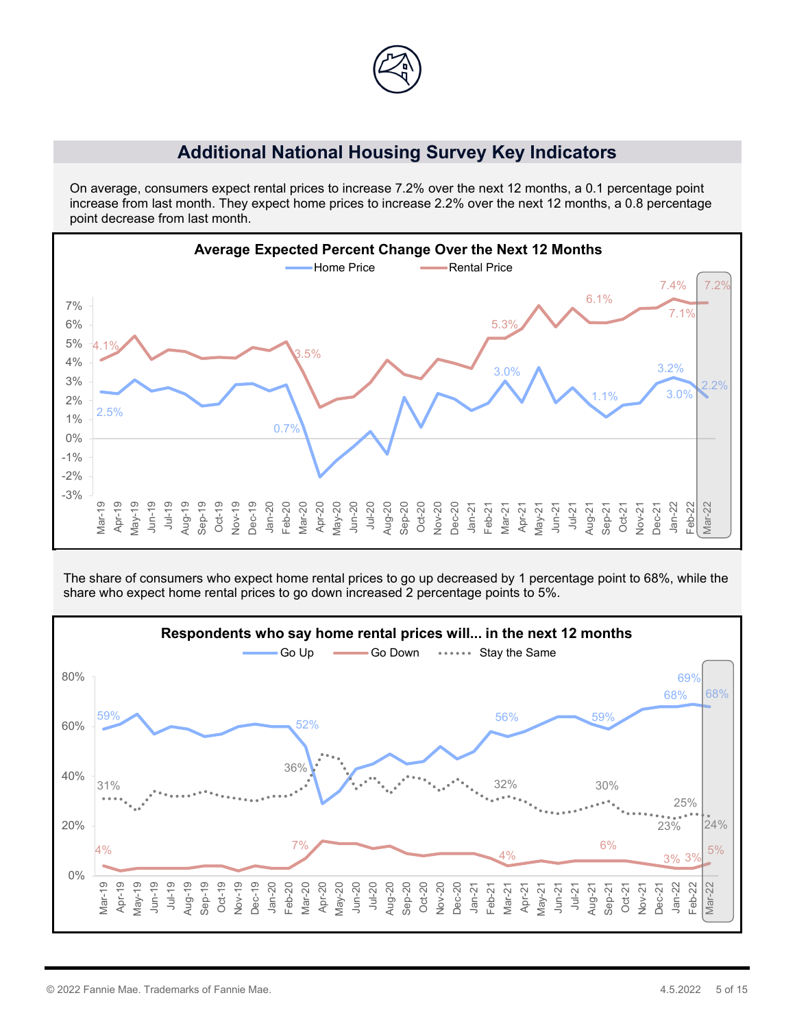## Additional National Housing Survey Key Indicators

On average, consumers expect rental prices to increase 7.2% over the next 12 months, a 0.1 percentage point increase from last month. They expect home prices to increase 2.2% over the next 12 months, a 0.8 percentage point decrease from last month.

**Average Expected Percent Change Over the Next 12 Months**

The share of consumers who expect home rental prices to go up decreased by 1 percentage point to 68%, while the share who expect home rental prices to go down increased 2 percentage points to 5%.

**Respondents who say home rental prices will... in the next 12 months**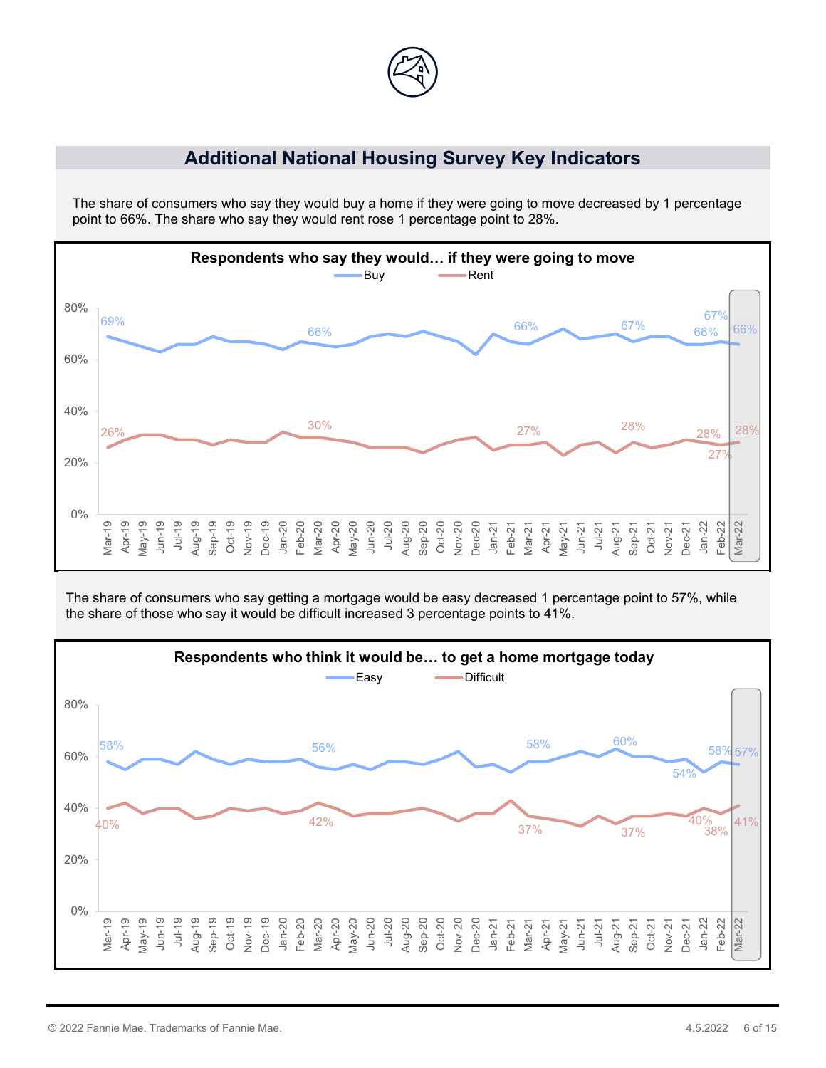## Additional National Housing Survey Key Indicators

The share of consumers who say they would buy a home if they were going to move decreased by 1 percentage point to 66%. The share who say they would rent rose 1 percentage point to 28%.

**Respondents who say they would… if they were going to move**

Buy / Rent

The share of consumers who say getting a mortgage would be easy decreased 1 percentage point to 57%, while the share of those who say it would be difficult increased 3 percentage points to 41%.

**Respondents who think it would be… to get a home mortgage today**

Easy / Difficult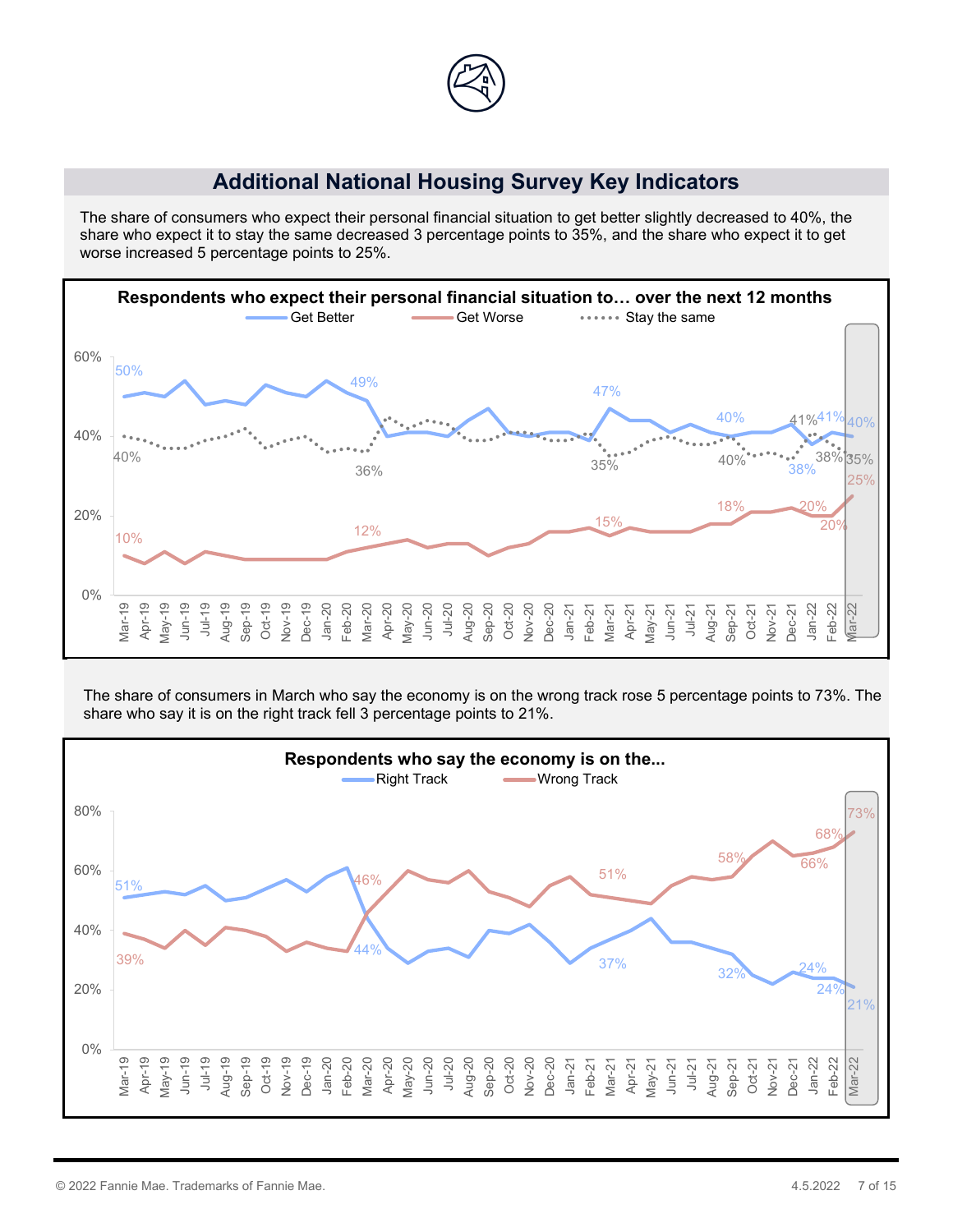## Additional National Housing Survey Key Indicators

The share of consumers who expect their personal financial situation to get better slightly decreased to 40%, the share who expect it to stay the same decreased 3 percentage points to 35%, and the share who expect it to get worse increased 5 percentage points to 25%.

**Respondents who expect their personal financial situation to… over the next 12 months**

The share of consumers in March who say the economy is on the wrong track rose 5 percentage points to 73%. The share who say it is on the right track fell 3 percentage points to 21%.

**Respondents who say the economy is on the...**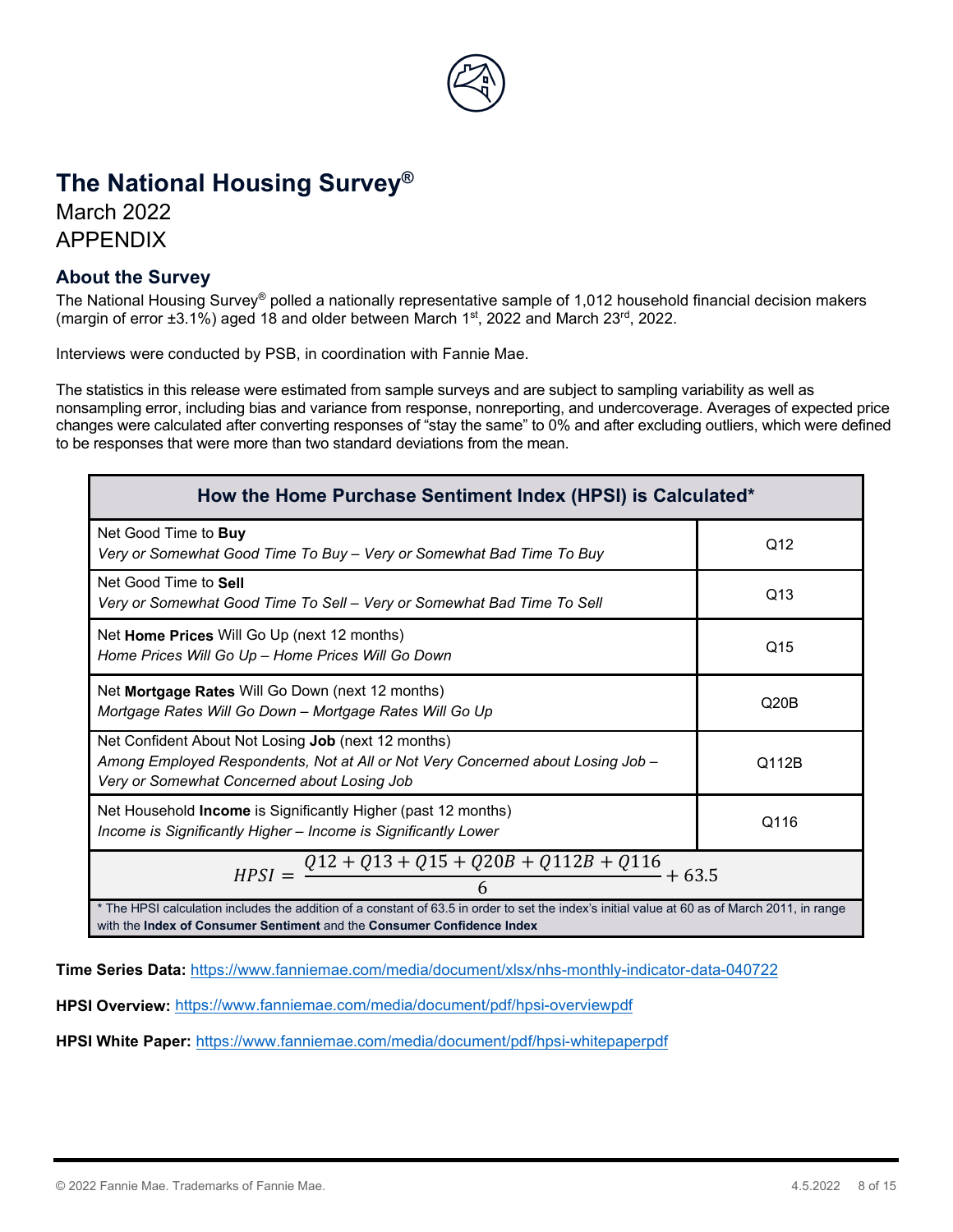# The National Housing Survey®

March 2022

APPENDIX

## About the Survey

The National Housing Survey® polled a nationally representative sample of 1,012 household financial decision makers (margin of error ±3.1%) aged 18 and older between March 1st, 2022 and March 23rd, 2022.

Interviews were conducted by PSB, in coordination with Fannie Mae.

The statistics in this release were estimated from sample surveys and are subject to sampling variability as well as nonsampling error, including bias and variance from response, nonreporting, and undercoverage. Averages of expected price changes were calculated after converting responses of "stay the same" to 0% and after excluding outliers, which were defined to be responses that were more than two standard deviations from the mean.

| How the Home Purchase Sentiment Index (HPSI) is Calculated* | |
|---|---|
| Net Good Time to **Buy**<br>*Very or Somewhat Good Time To Buy – Very or Somewhat Bad Time To Buy* | Q12 |
| Net Good Time to **Sell**<br>*Very or Somewhat Good Time To Sell – Very or Somewhat Bad Time To Sell* | Q13 |
| Net **Home Prices** Will Go Up (next 12 months)<br>*Home Prices Will Go Up – Home Prices Will Go Down* | Q15 |
| Net **Mortgage Rates** Will Go Down (next 12 months)<br>*Mortgage Rates Will Go Down – Mortgage Rates Will Go Up* | Q20B |
| Net Confident About Not Losing **Job** (next 12 months)<br>*Among Employed Respondents, Not at All or Not Very Concerned about Losing Job – Very or Somewhat Concerned about Losing Job* | Q112B |
| Net Household **Income** is Significantly Higher (past 12 months)<br>*Income is Significantly Higher – Income is Significantly Lower* | Q116 |

$$HPSI = \frac{Q12 + Q13 + Q15 + Q20B + Q112B + Q116}{6} + 63.5$$

* The HPSI calculation includes the addition of a constant of 63.5 in order to set the index's initial value at 60 as of March 2011, in range with the **Index of Consumer Sentiment** and the **Consumer Confidence Index**

**Time Series Data:** https://www.fanniemae.com/media/document/xlsx/nhs-monthly-indicator-data-040722

**HPSI Overview:** https://www.fanniemae.com/media/document/pdf/hpsi-overviewpdf

**HPSI White Paper:** https://www.fanniemae.com/media/document/pdf/hpsi-whitepaperpdf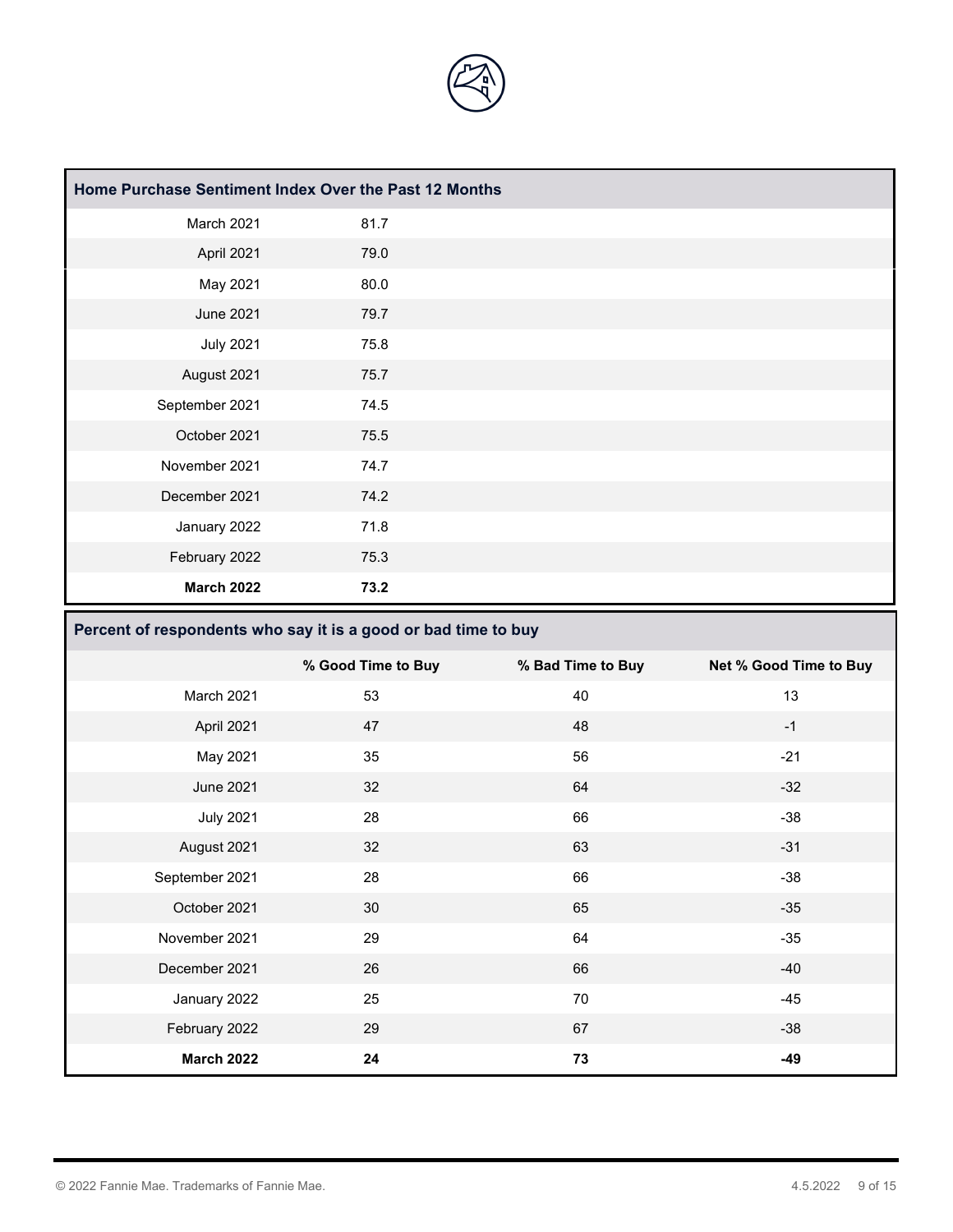## Home Purchase Sentiment Index Over the Past 12 Months

| Month | Index |
|---|---|
| March 2021 | 81.7 |
| April 2021 | 79.0 |
| May 2021 | 80.0 |
| June 2021 | 79.7 |
| July 2021 | 75.8 |
| August 2021 | 75.7 |
| September 2021 | 74.5 |
| October 2021 | 75.5 |
| November 2021 | 74.7 |
| December 2021 | 74.2 |
| January 2022 | 71.8 |
| February 2022 | 75.3 |
| **March 2022** | **73.2** |

## Percent of respondents who say it is a good or bad time to buy

| | % Good Time to Buy | % Bad Time to Buy | Net % Good Time to Buy |
|---|---|---|---|
| March 2021 | 53 | 40 | 13 |
| April 2021 | 47 | 48 | -1 |
| May 2021 | 35 | 56 | -21 |
| June 2021 | 32 | 64 | -32 |
| July 2021 | 28 | 66 | -38 |
| August 2021 | 32 | 63 | -31 |
| September 2021 | 28 | 66 | -38 |
| October 2021 | 30 | 65 | -35 |
| November 2021 | 29 | 64 | -35 |
| December 2021 | 26 | 66 | -40 |
| January 2022 | 25 | 70 | -45 |
| February 2022 | 29 | 67 | -38 |
| **March 2022** | **24** | **73** | **-49** |

© 2022 Fannie Mae. Trademarks of Fannie Mae.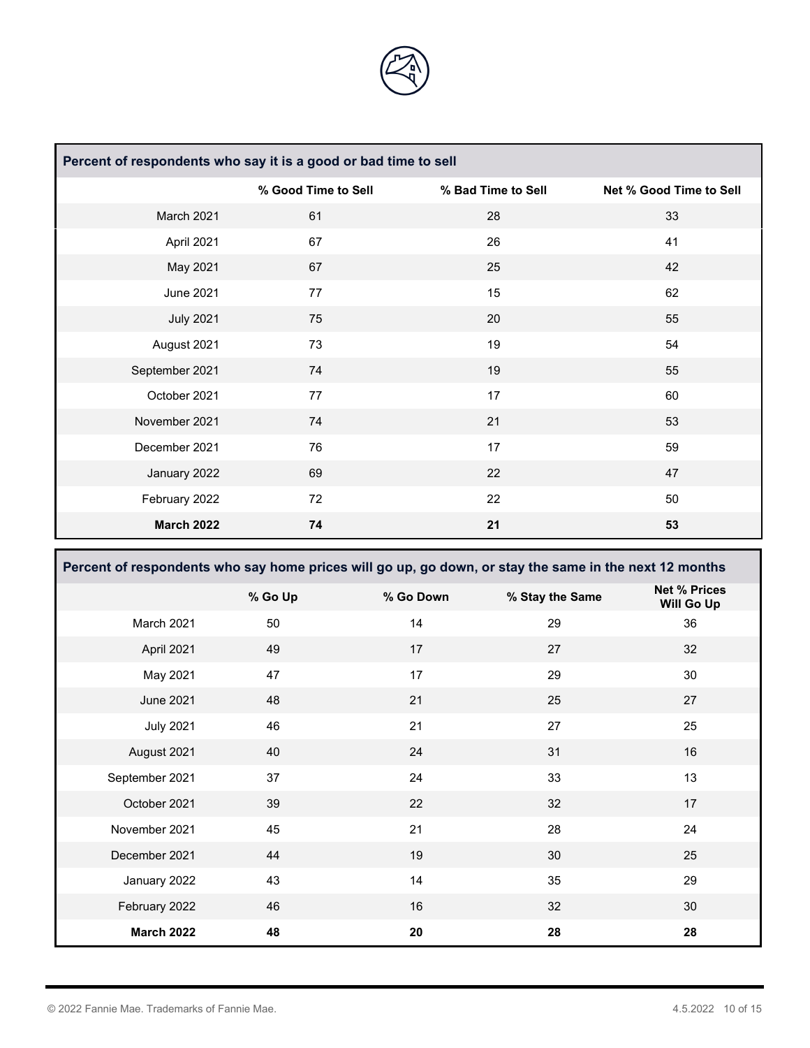| Percent of respondents who say it is a good or bad time to sell | | | |
|---|---|---|---|
| | % Good Time to Sell | % Bad Time to Sell | Net % Good Time to Sell |
| March 2021 | 61 | 28 | 33 |
| April 2021 | 67 | 26 | 41 |
| May 2021 | 67 | 25 | 42 |
| June 2021 | 77 | 15 | 62 |
| July 2021 | 75 | 20 | 55 |
| August 2021 | 73 | 19 | 54 |
| September 2021 | 74 | 19 | 55 |
| October 2021 | 77 | 17 | 60 |
| November 2021 | 74 | 21 | 53 |
| December 2021 | 76 | 17 | 59 |
| January 2022 | 69 | 22 | 47 |
| February 2022 | 72 | 22 | 50 |
| **March 2022** | **74** | **21** | **53** |

| Percent of respondents who say home prices will go up, go down, or stay the same in the next 12 months | | | | |
|---|---|---|---|---|
| | % Go Up | % Go Down | % Stay the Same | Net % Prices Will Go Up |
| March 2021 | 50 | 14 | 29 | 36 |
| April 2021 | 49 | 17 | 27 | 32 |
| May 2021 | 47 | 17 | 29 | 30 |
| June 2021 | 48 | 21 | 25 | 27 |
| July 2021 | 46 | 21 | 27 | 25 |
| August 2021 | 40 | 24 | 31 | 16 |
| September 2021 | 37 | 24 | 33 | 13 |
| October 2021 | 39 | 22 | 32 | 17 |
| November 2021 | 45 | 21 | 28 | 24 |
| December 2021 | 44 | 19 | 30 | 25 |
| January 2022 | 43 | 14 | 35 | 29 |
| February 2022 | 46 | 16 | 32 | 30 |
| **March 2022** | **48** | **20** | **28** | **28** |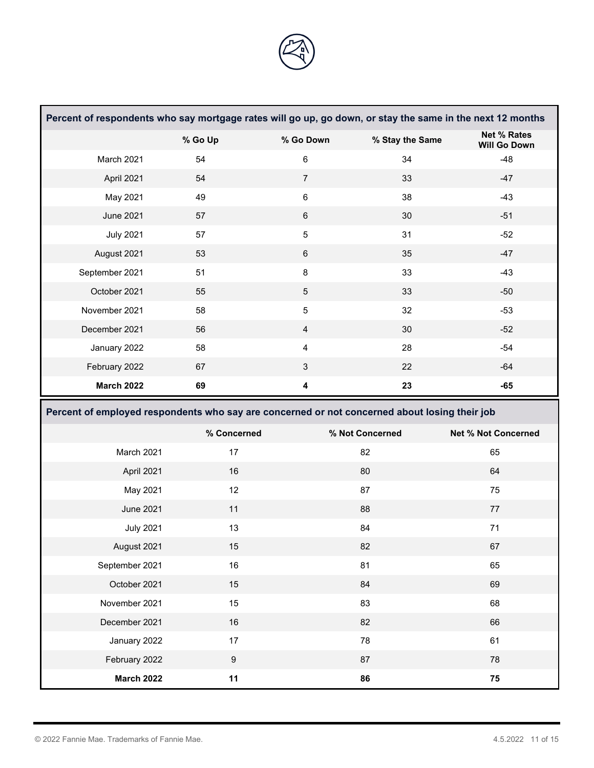| Percent of respondents who say mortgage rates will go up, go down, or stay the same in the next 12 months | | | | |
|---|---|---|---|---|
| | % Go Up | % Go Down | % Stay the Same | Net % Rates Will Go Down |
| March 2021 | 54 | 6 | 34 | -48 |
| April 2021 | 54 | 7 | 33 | -47 |
| May 2021 | 49 | 6 | 38 | -43 |
| June 2021 | 57 | 6 | 30 | -51 |
| July 2021 | 57 | 5 | 31 | -52 |
| August 2021 | 53 | 6 | 35 | -47 |
| September 2021 | 51 | 8 | 33 | -43 |
| October 2021 | 55 | 5 | 33 | -50 |
| November 2021 | 58 | 5 | 32 | -53 |
| December 2021 | 56 | 4 | 30 | -52 |
| January 2022 | 58 | 4 | 28 | -54 |
| February 2022 | 67 | 3 | 22 | -64 |
| **March 2022** | **69** | **4** | **23** | **-65** |

| Percent of employed respondents who say are concerned or not concerned about losing their job | | | |
|---|---|---|---|
| | % Concerned | % Not Concerned | Net % Not Concerned |
| March 2021 | 17 | 82 | 65 |
| April 2021 | 16 | 80 | 64 |
| May 2021 | 12 | 87 | 75 |
| June 2021 | 11 | 88 | 77 |
| July 2021 | 13 | 84 | 71 |
| August 2021 | 15 | 82 | 67 |
| September 2021 | 16 | 81 | 65 |
| October 2021 | 15 | 84 | 69 |
| November 2021 | 15 | 83 | 68 |
| December 2021 | 16 | 82 | 66 |
| January 2022 | 17 | 78 | 61 |
| February 2022 | 9 | 87 | 78 |
| **March 2022** | **11** | **86** | **75** |

© 2022 Fannie Mae. Trademarks of Fannie Mae.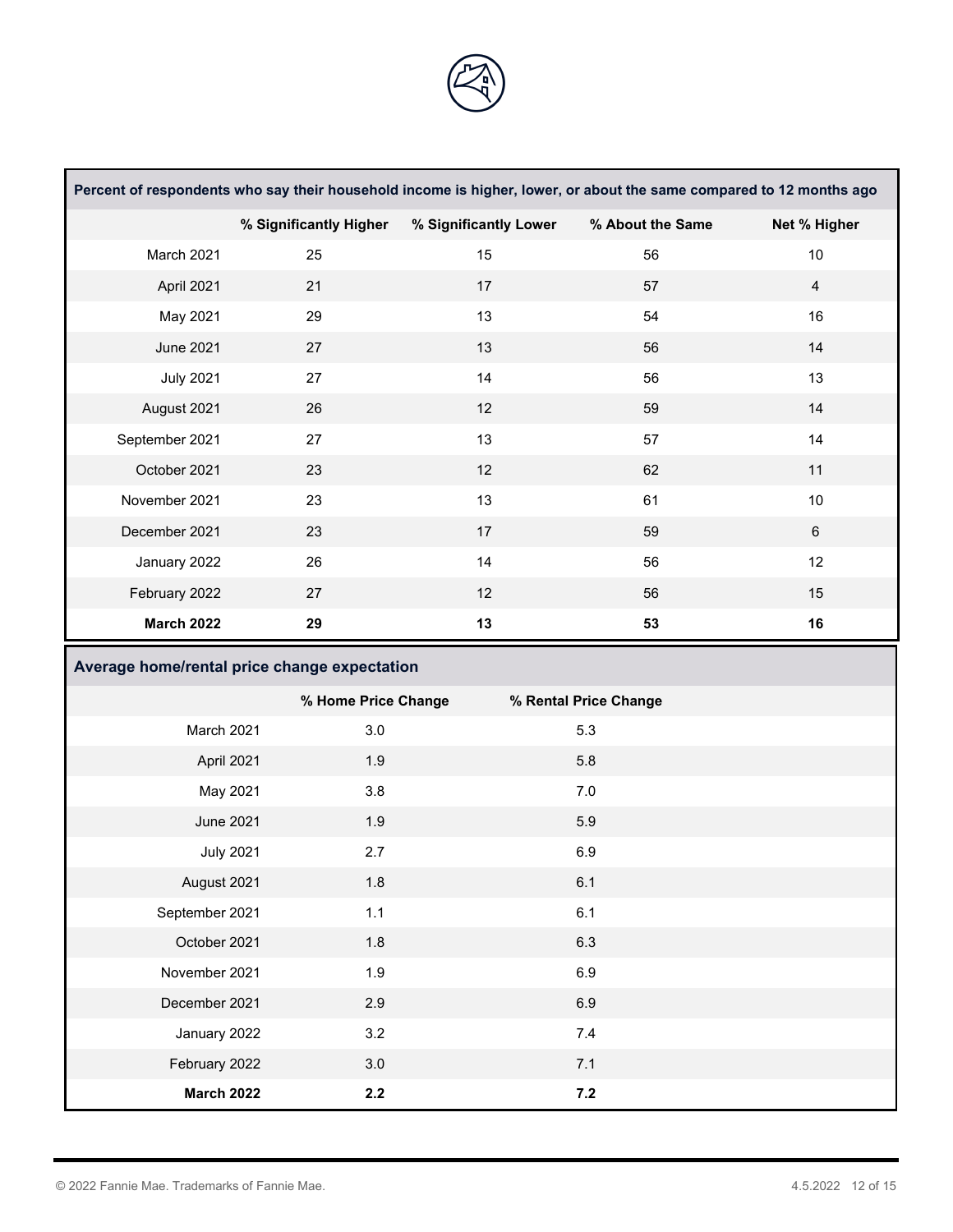| Percent of respondents who say their household income is higher, lower, or about the same compared to 12 months ago | | | | |
|---|---|---|---|---|
| | % Significantly Higher | % Significantly Lower | % About the Same | Net % Higher |
| March 2021 | 25 | 15 | 56 | 10 |
| April 2021 | 21 | 17 | 57 | 4 |
| May 2021 | 29 | 13 | 54 | 16 |
| June 2021 | 27 | 13 | 56 | 14 |
| July 2021 | 27 | 14 | 56 | 13 |
| August 2021 | 26 | 12 | 59 | 14 |
| September 2021 | 27 | 13 | 57 | 14 |
| October 2021 | 23 | 12 | 62 | 11 |
| November 2021 | 23 | 13 | 61 | 10 |
| December 2021 | 23 | 17 | 59 | 6 |
| January 2022 | 26 | 14 | 56 | 12 |
| February 2022 | 27 | 12 | 56 | 15 |
| **March 2022** | **29** | **13** | **53** | **16** |

| Average home/rental price change expectation | | |
|---|---|---|
| | % Home Price Change | % Rental Price Change |
| March 2021 | 3.0 | 5.3 |
| April 2021 | 1.9 | 5.8 |
| May 2021 | 3.8 | 7.0 |
| June 2021 | 1.9 | 5.9 |
| July 2021 | 2.7 | 6.9 |
| August 2021 | 1.8 | 6.1 |
| September 2021 | 1.1 | 6.1 |
| October 2021 | 1.8 | 6.3 |
| November 2021 | 1.9 | 6.9 |
| December 2021 | 2.9 | 6.9 |
| January 2022 | 3.2 | 7.4 |
| February 2022 | 3.0 | 7.1 |
| **March 2022** | **2.2** | **7.2** |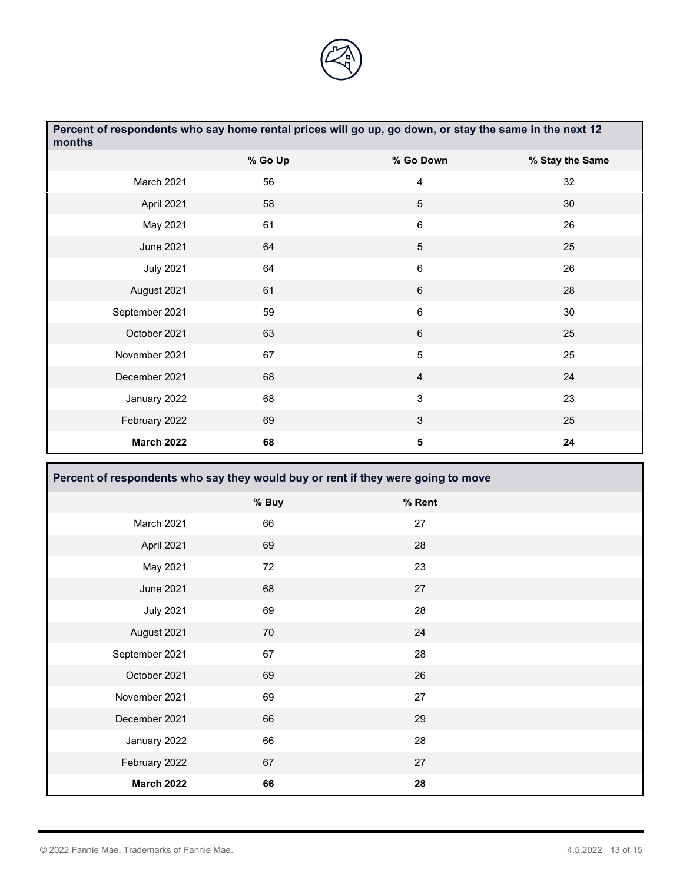| Percent of respondents who say home rental prices will go up, go down, or stay the same in the next 12 months | | | |
|---|---|---|---|
| | % Go Up | % Go Down | % Stay the Same |
| March 2021 | 56 | 4 | 32 |
| April 2021 | 58 | 5 | 30 |
| May 2021 | 61 | 6 | 26 |
| June 2021 | 64 | 5 | 25 |
| July 2021 | 64 | 6 | 26 |
| August 2021 | 61 | 6 | 28 |
| September 2021 | 59 | 6 | 30 |
| October 2021 | 63 | 6 | 25 |
| November 2021 | 67 | 5 | 25 |
| December 2021 | 68 | 4 | 24 |
| January 2022 | 68 | 3 | 23 |
| February 2022 | 69 | 3 | 25 |
| **March 2022** | **68** | **5** | **24** |

| Percent of respondents who say they would buy or rent if they were going to move | | |
|---|---|---|
| | % Buy | % Rent |
| March 2021 | 66 | 27 |
| April 2021 | 69 | 28 |
| May 2021 | 72 | 23 |
| June 2021 | 68 | 27 |
| July 2021 | 69 | 28 |
| August 2021 | 70 | 24 |
| September 2021 | 67 | 28 |
| October 2021 | 69 | 26 |
| November 2021 | 69 | 27 |
| December 2021 | 66 | 29 |
| January 2022 | 66 | 28 |
| February 2022 | 67 | 27 |
| **March 2022** | **66** | **28** |

© 2022 Fannie Mae. Trademarks of Fannie Mae.

4.5.2022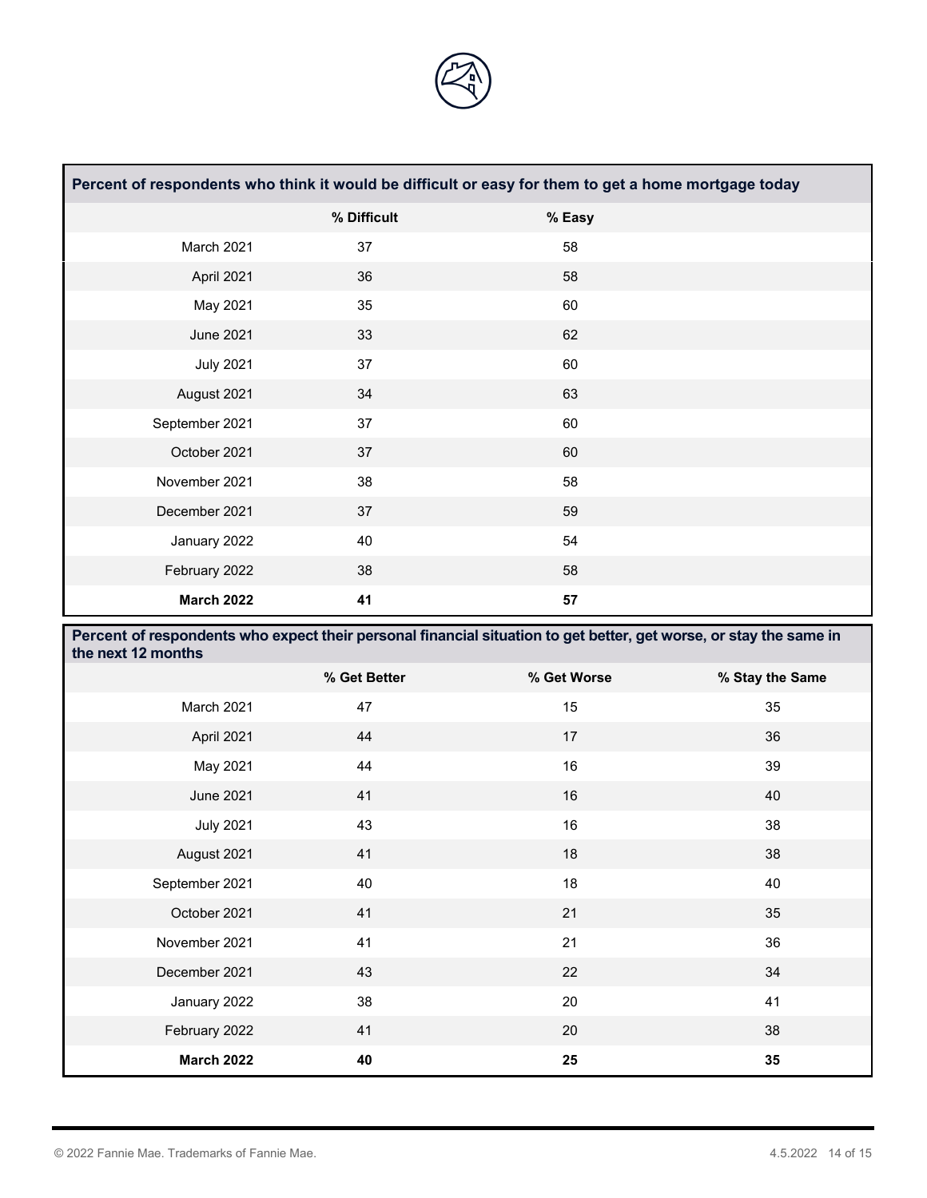| Percent of respondents who think it would be difficult or easy for them to get a home mortgage today | | |
|---|---|---|
| | % Difficult | % Easy |
| March 2021 | 37 | 58 |
| April 2021 | 36 | 58 |
| May 2021 | 35 | 60 |
| June 2021 | 33 | 62 |
| July 2021 | 37 | 60 |
| August 2021 | 34 | 63 |
| September 2021 | 37 | 60 |
| October 2021 | 37 | 60 |
| November 2021 | 38 | 58 |
| December 2021 | 37 | 59 |
| January 2022 | 40 | 54 |
| February 2022 | 38 | 58 |
| **March 2022** | **41** | **57** |

| Percent of respondents who expect their personal financial situation to get better, get worse, or stay the same in the next 12 months | | | |
|---|---|---|---|
| | % Get Better | % Get Worse | % Stay the Same |
| March 2021 | 47 | 15 | 35 |
| April 2021 | 44 | 17 | 36 |
| May 2021 | 44 | 16 | 39 |
| June 2021 | 41 | 16 | 40 |
| July 2021 | 43 | 16 | 38 |
| August 2021 | 41 | 18 | 38 |
| September 2021 | 40 | 18 | 40 |
| October 2021 | 41 | 21 | 35 |
| November 2021 | 41 | 21 | 36 |
| December 2021 | 43 | 22 | 34 |
| January 2022 | 38 | 20 | 41 |
| February 2022 | 41 | 20 | 38 |
| **March 2022** | **40** | **25** | **35** |

© 2022 Fannie Mae. Trademarks of Fannie Mae.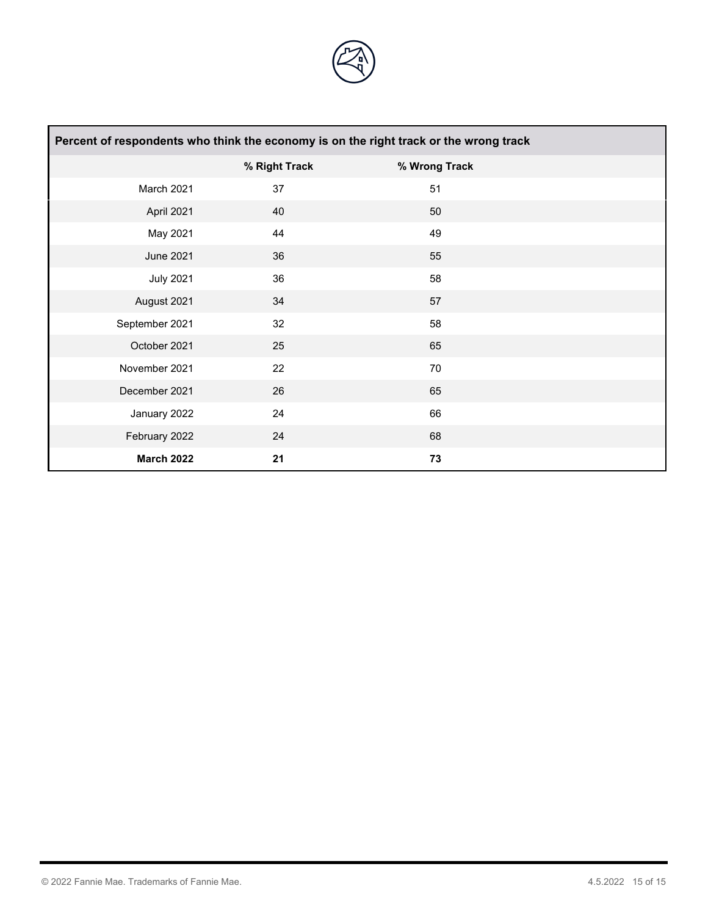| Percent of respondents who think the economy is on the right track or the wrong track | | |
|---|---|---|
| | % Right Track | % Wrong Track |
| March 2021 | 37 | 51 |
| April 2021 | 40 | 50 |
| May 2021 | 44 | 49 |
| June 2021 | 36 | 55 |
| July 2021 | 36 | 58 |
| August 2021 | 34 | 57 |
| September 2021 | 32 | 58 |
| October 2021 | 25 | 65 |
| November 2021 | 22 | 70 |
| December 2021 | 26 | 65 |
| January 2022 | 24 | 66 |
| February 2022 | 24 | 68 |
| **March 2022** | **21** | **73** |

© 2022 Fannie Mae. Trademarks of Fannie Mae.

4.5.2022